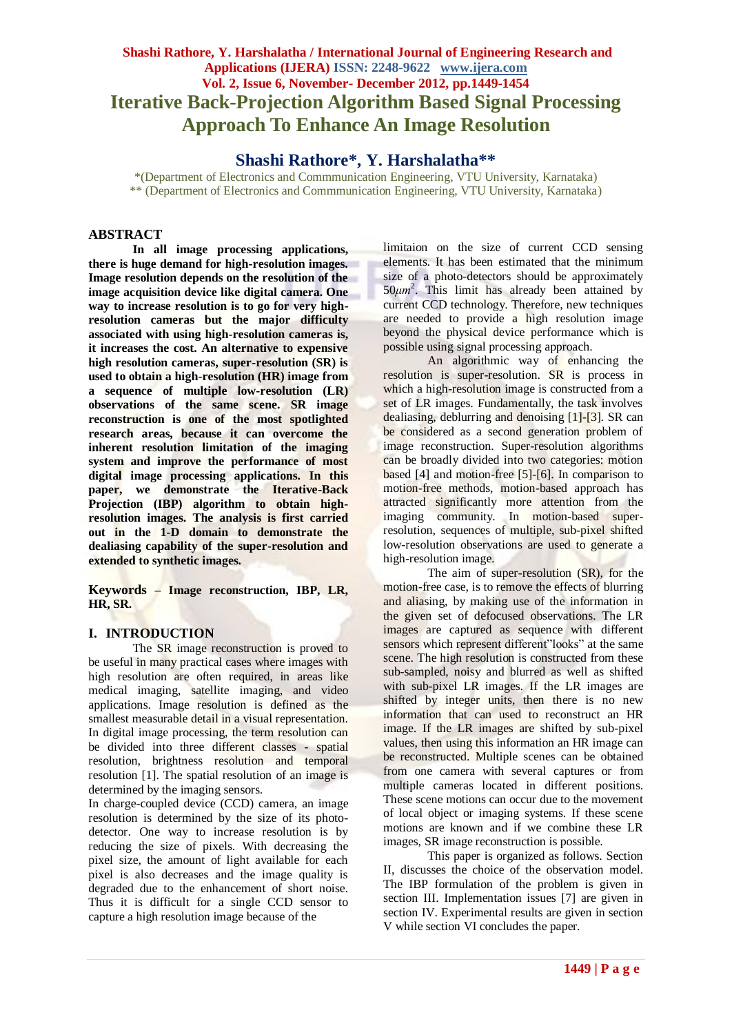# Iterative Back-Projection Algorithm Based Signal Processing Approach To Enhance An Image Resolution

## Shashi Rathore*, Y. Harshalatha**

*(Department of Electronics and Commmunication Engineering, VTU University, Karnataka)
** (Department of Electronics and Commmunication Engineering, VTU University, Karnataka)

## ABSTRACT

**In all image processing applications, there is huge demand for high-resolution images. Image resolution depends on the resolution of the image acquisition device like digital camera. One way to increase resolution is to go for very high-resolution cameras but the major difficulty associated with using high-resolution cameras is, it increases the cost. An alternative to expensive high resolution cameras, super-resolution (SR) is used to obtain a high-resolution (HR) image from a sequence of multiple low-resolution (LR) observations of the same scene. SR image reconstruction is one of the most spotlighted research areas, because it can overcome the inherent resolution limitation of the imaging system and improve the performance of most digital image processing applications. In this paper, we demonstrate the Iterative-Back Projection (IBP) algorithm to obtain high-resolution images. The analysis is first carried out in the 1-D domain to demonstrate the dealiasing capability of the super-resolution and extended to synthetic images.**

**Keywords – Image reconstruction, IBP, LR, HR, SR.**

## I. INTRODUCTION

The SR image reconstruction is proved to be useful in many practical cases where images with high resolution are often required, in areas like medical imaging, satellite imaging, and video applications. Image resolution is defined as the smallest measurable detail in a visual representation. In digital image processing, the term resolution can be divided into three different classes - spatial resolution, brightness resolution and temporal resolution [1]. The spatial resolution of an image is determined by the imaging sensors.

In charge-coupled device (CCD) camera, an image resolution is determined by the size of its photo-detector. One way to increase resolution is by reducing the size of pixels. With decreasing the pixel size, the amount of light available for each pixel is also decreases and the image quality is degraded due to the enhancement of short noise. Thus it is difficult for a single CCD sensor to capture a high resolution image because of the limitaion on the size of current CCD sensing elements. It has been estimated that the minimum size of a photo-detectors should be approximately $50\mu m^2$. This limit has already been attained by current CCD technology. Therefore, new techniques are needed to provide a high resolution image beyond the physical device performance which is possible using signal processing approach.

An algorithmic way of enhancing the resolution is super-resolution. SR is process in which a high-resolution image is constructed from a set of LR images. Fundamentally, the task involves dealiasing, deblurring and denoising [1]-[3]. SR can be considered as a second generation problem of image reconstruction. Super-resolution algorithms can be broadly divided into two categories: motion based [4] and motion-free [5]-[6]. In comparison to motion-free methods, motion-based approach has attracted significantly more attention from the imaging community. In motion-based super-resolution, sequences of multiple, sub-pixel shifted low-resolution observations are used to generate a high-resolution image.

The aim of super-resolution (SR), for the motion-free case, is to remove the effects of blurring and aliasing, by making use of the information in the given set of defocused observations. The LR images are captured as sequence with different sensors which represent different"looks" at the same scene. The high resolution is constructed from these sub-sampled, noisy and blurred as well as shifted with sub-pixel LR images. If the LR images are shifted by integer units, then there is no new information that can used to reconstruct an HR image. If the LR images are shifted by sub-pixel values, then using this information an HR image can be reconstructed. Multiple scenes can be obtained from one camera with several captures or from multiple cameras located in different positions. These scene motions can occur due to the movement of local object or imaging systems. If these scene motions are known and if we combine these LR images, SR image reconstruction is possible.

This paper is organized as follows. Section II, discusses the choice of the observation model. The IBP formulation of the problem is given in section III. Implementation issues [7] are given in section IV. Experimental results are given in section V while section VI concludes the paper.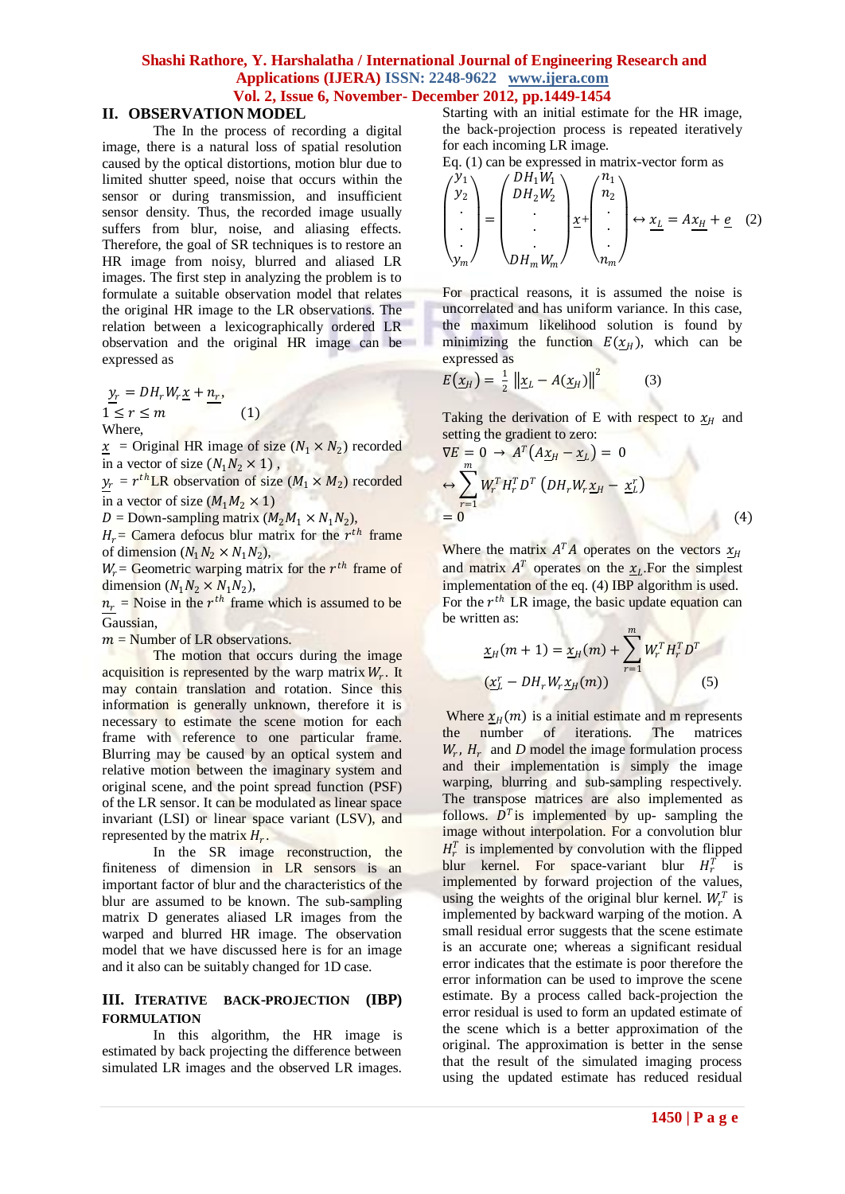## II. OBSERVATION MODEL

The In the process of recording a digital image, there is a natural loss of spatial resolution caused by the optical distortions, motion blur due to limited shutter speed, noise that occurs within the sensor or during transmission, and insufficient sensor density. Thus, the recorded image usually suffers from blur, noise, and aliasing effects. Therefore, the goal of SR techniques is to restore an HR image from noisy, blurred and aliased LR images. The first step in analyzing the problem is to formulate a suitable observation model that relates the original HR image to the LR observations. The relation between a lexicographically ordered LR observation and the original HR image can be expressed as

$$\underline{y_r} = DH_rW_r\underline{x} + \underline{n_r}, \quad 1 \leq r \leq m \qquad (1)$$

Where,

$\underline{x}$ = Original HR image of size $(N_1 \times N_2)$ recorded in a vector of size $(N_1N_2 \times 1)$ ,

$\underline{y_r}$ = $r^{th}$LR observation of size $(M_1 \times M_2)$ recorded in a vector of size $(M_1M_2 \times 1)$

$D$ = Down-sampling matrix $(M_2M_1 \times N_1N_2)$,

$H_r$= Camera defocus blur matrix for the $r^{th}$ frame of dimension $(N_1N_2 \times N_1N_2)$,

$W_r$= Geometric warping matrix for the $r^{th}$ frame of dimension $(N_1N_2 \times N_1N_2)$,

$\underline{n_r}$ = Noise in the $r^{th}$ frame which is assumed to be Gaussian,

$m$ = Number of LR observations.

The motion that occurs during the image acquisition is represented by the warp matrix $W_r$. It may contain translation and rotation. Since this information is generally unknown, therefore it is necessary to estimate the scene motion for each frame with reference to one particular frame. Blurring may be caused by an optical system and relative motion between the imaginary system and original scene, and the point spread function (PSF) of the LR sensor. It can be modulated as linear space invariant (LSI) or linear space variant (LSV), and represented by the matrix $H_r$.

In the SR image reconstruction, the finiteness of dimension in LR sensors is an important factor of blur and the characteristics of the blur are assumed to be known. The sub-sampling matrix D generates aliased LR images from the warped and blurred HR image. The observation model that we have discussed here is for an image and it also can be suitably changed for 1D case.

## III. ITERATIVE BACK-PROJECTION (IBP) FORMULATION

In this algorithm, the HR image is estimated by back projecting the difference between simulated LR images and the observed LR images. Starting with an initial estimate for the HR image, the back-projection process is repeated iteratively for each incoming LR image.

Eq. (1) can be expressed in matrix-vector form as

$$\begin{pmatrix} y_1 \\ y_2 \\ \cdot \\ \cdot \\ \cdot \\ y_m \end{pmatrix} = \begin{pmatrix} DH_1W_1 \\ DH_2W_2 \\ \cdot \\ \cdot \\ \cdot \\ DH_mW_m \end{pmatrix} \underline{x} + \begin{pmatrix} n_1 \\ n_2 \\ \cdot \\ \cdot \\ \cdot \\ n_m \end{pmatrix} \leftrightarrow \underline{x_L} = A\underline{x_H} + \underline{e} \qquad (2)$$

For practical reasons, it is assumed the noise is uncorrelated and has uniform variance. In this case, the maximum likelihood solution is found by minimizing the function $E(\underline{x_H})$, which can be expressed as

$$E(\underline{x_H}) = \frac{1}{2}\left\|\underline{x_L} - A(\underline{x_H})\right\|^2 \qquad (3)$$

Taking the derivation of E with respect to $\underline{x_H}$ and setting the gradient to zero:

$$\nabla E = 0 \rightarrow A^T(A\underline{x_H} - \underline{x_L}) = 0 \leftrightarrow \sum_{r=1}^{m} W_r^T H_r^T D^T \left(DH_rW_r\underline{x_H} - \underline{x_L^r}\right) = 0 \qquad (4)$$

Where the matrix $A^TA$ operates on the vectors $\underline{x_H}$ and matrix $A^T$ operates on the $\underline{x_L}$.For the simplest implementation of the eq. (4) IBP algorithm is used. For the $r^{th}$ LR image, the basic update equation can be written as:

$$\underline{x_H}(m+1) = \underline{x_H}(m) + \sum_{r=1}^{m} W_r^T H_r^T D^T \left(\underline{x_L^r} - DH_rW_r\underline{x_H}(m)\right) \qquad (5)$$

Where $\underline{x_H}(m)$ is a initial estimate and m represents the number of iterations. The matrices $W_r$, $H_r$ and $D$ model the image formulation process and their implementation is simply the image warping, blurring and sub-sampling respectively. The transpose matrices are also implemented as follows. $D^T$is implemented by up- sampling the image without interpolation. For a convolution blur $H_r^T$ is implemented by convolution with the flipped blur kernel. For space-variant blur $H_r^T$ is implemented by forward projection of the values, using the weights of the original blur kernel. $W_r^T$ is implemented by backward warping of the motion. A small residual error suggests that the scene estimate is an accurate one; whereas a significant residual error indicates that the estimate is poor therefore the error information can be used to improve the scene estimate. By a process called back-projection the error residual is used to form an updated estimate of the scene which is a better approximation of the original. The approximation is better in the sense that the result of the simulated imaging process using the updated estimate has reduced residual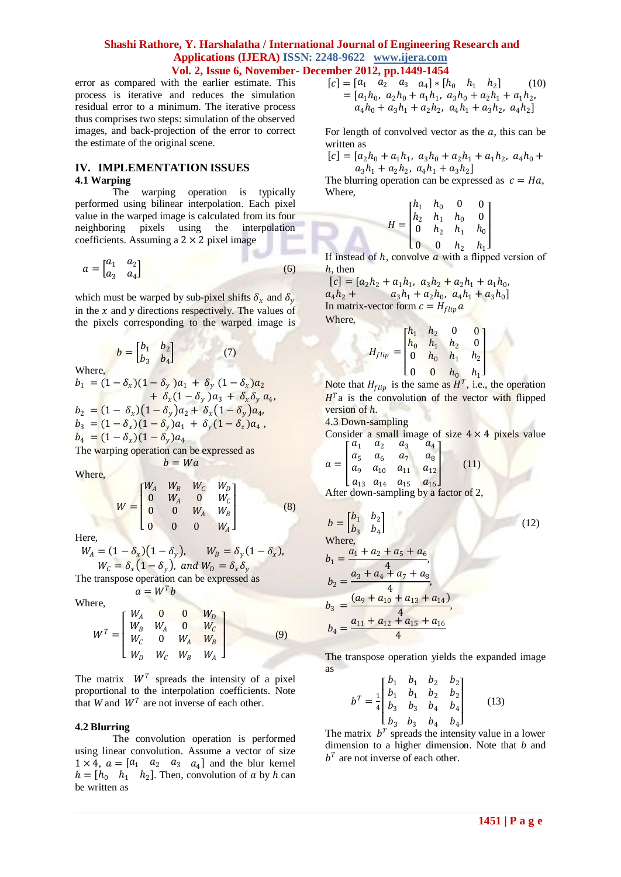error as compared with the earlier estimate. This process is iterative and reduces the simulation residual error to a minimum. The iterative process thus comprises two steps: simulation of the observed images, and back-projection of the error to correct the estimate of the original scene.

## IV. IMPLEMENTATION ISSUES

### 4.1 Warping

The warping operation is typically performed using bilinear interpolation. Each pixel value in the warped image is calculated from its four neighboring pixels using the interpolation coefficients. Assuming a $2 \times 2$ pixel image

$$a = \begin{bmatrix} a_1 & a_2 \\ a_3 & a_4 \end{bmatrix} \qquad (6)$$

which must be warped by sub-pixel shifts $\delta_x$ and $\delta_y$ in the $x$ and $y$ directions respectively. The values of the pixels corresponding to the warped image is

$$b = \begin{bmatrix} b_1 & b_2 \\ b_3 & b_4 \end{bmatrix} \qquad (7)$$

Where,

$$b_1 = (1-\delta_x)(1-\delta_y)a_1 + \delta_y(1-\delta_x)a_2 + \delta_x(1-\delta_y)a_3 + \delta_x\delta_y a_4,$$

$$b_2 = (1-\delta_x)(1-\delta_y)a_2 + \delta_x(1-\delta_y)a_4,$$

$$b_3 = (1-\delta_x)(1-\delta_y)a_1 + \delta_y(1-\delta_x)a_4\,,$$

$$b_4 = (1-\delta_x)(1-\delta_y)a_4$$

The warping operation can be expressed as

$$b = Wa$$

Where,

$$W = \begin{bmatrix} W_A & W_B & W_C & W_D \\ 0 & W_A & 0 & W_C \\ 0 & 0 & W_A & W_B \\ 0 & 0 & 0 & W_A \end{bmatrix} \qquad (8)$$

Here,

$$W_A = (1-\delta_x)(1-\delta_y), \quad W_B = \delta_y(1-\delta_x),$$

$$W_C = \delta_x(1-\delta_y), \text{ and } W_D = \delta_x\delta_y$$

The transpose operation can be expressed as

$$a = W^T b$$

Where,

$$W^T = \begin{bmatrix} W_A & 0 & 0 & W_D \\ W_B & W_A & 0 & W_C \\ W_C & 0 & W_A & W_B \\ W_D & W_C & W_B & W_A \end{bmatrix} \qquad (9)$$

The matrix $W^T$ spreads the intensity of a pixel proportional to the interpolation coefficients. Note that $W$ and $W^T$ are not inverse of each other.

### 4.2 Blurring

The convolution operation is performed using linear convolution. Assume a vector of size $1 \times 4$, $a = [a_1 \;\; a_2 \;\; a_3 \;\; a_4]$ and the blur kernel $h = [h_0 \;\; h_1 \;\; h_2]$. Then, convolution of $a$ by $h$ can be written as

$$[c] = [a_1 \;\; a_2 \;\; a_3 \;\; a_4] * [h_0 \;\; h_1 \;\; h_2] \qquad (10)$$

$$= [a_1h_0,\; a_2h_0 + a_1h_1,\; a_3h_0 + a_2h_1 + a_1h_2,\; a_4h_0 + a_3h_1 + a_2h_2,\; a_4h_1 + a_3h_2,\; a_4h_2]$$

For length of convolved vector as the $a$, this can be written as

$$[c] = [a_2h_0 + a_1h_1,\; a_3h_0 + a_2h_1 + a_1h_2,\; a_4h_0 + a_3h_1 + a_2h_2,\; a_4h_1 + a_3h_2]$$

The blurring operation can be expressed as $c = Ha$,

Where,

$$H = \begin{bmatrix} h_1 & h_0 & 0 & 0 \\ h_2 & h_1 & h_0 & 0 \\ 0 & h_2 & h_1 & h_0 \\ 0 & 0 & h_2 & h_1 \end{bmatrix}$$

If instead of $h$, convolve $a$ with a flipped version of $h$, then

$$[c] = [a_2h_2 + a_1h_1,\; a_3h_2 + a_2h_1 + a_1h_0,\; a_4h_2 + a_3h_1 + a_2h_0,\; a_4h_1 + a_3h_0]$$

In matrix-vector form $c = H_{flip}a$

Where,

$$H_{flip} = \begin{bmatrix} h_1 & h_2 & 0 & 0 \\ h_0 & h_1 & h_2 & 0 \\ 0 & h_0 & h_1 & h_2 \\ 0 & 0 & h_0 & h_1 \end{bmatrix}$$

Note that $H_{flip}$ is the same as $H^T$, i.e., the operation $H^T a$ is the convolution of the vector with flipped version of $h$.

### 4.3 Down-sampling

Consider a small image of size $4 \times 4$ pixels value

$$a = \begin{bmatrix} a_1 & a_2 & a_3 & a_4 \\ a_5 & a_6 & a_7 & a_8 \\ a_9 & a_{10} & a_{11} & a_{12} \\ a_{13} & a_{14} & a_{15} & a_{16} \end{bmatrix} \qquad (11)$$

After down-sampling by a factor of 2,

$$b = \begin{bmatrix} b_1 & b_2 \\ b_3 & b_4 \end{bmatrix} \qquad (12)$$

Where,

$$b_1 = \frac{a_1 + a_2 + a_5 + a_6}{4},$$

$$b_2 = \frac{a_3 + a_4 + a_7 + a_8}{4},$$

$$b_3 = \frac{(a_9 + a_{10} + a_{13} + a_{14})}{4},$$

$$b_4 = \frac{a_{11} + a_{12} + a_{15} + a_{16}}{4}$$

The transpose operation yields the expanded image as

$$b^T = \frac{1}{4}\begin{bmatrix} b_1 & b_1 & b_2 & b_2 \\ b_1 & b_1 & b_2 & b_2 \\ b_3 & b_3 & b_4 & b_4 \\ b_3 & b_3 & b_4 & b_4 \end{bmatrix} \qquad (13)$$

The matrix $b^T$ spreads the intensity value in a lower dimension to a higher dimension. Note that $b$ and $b^T$ are not inverse of each other.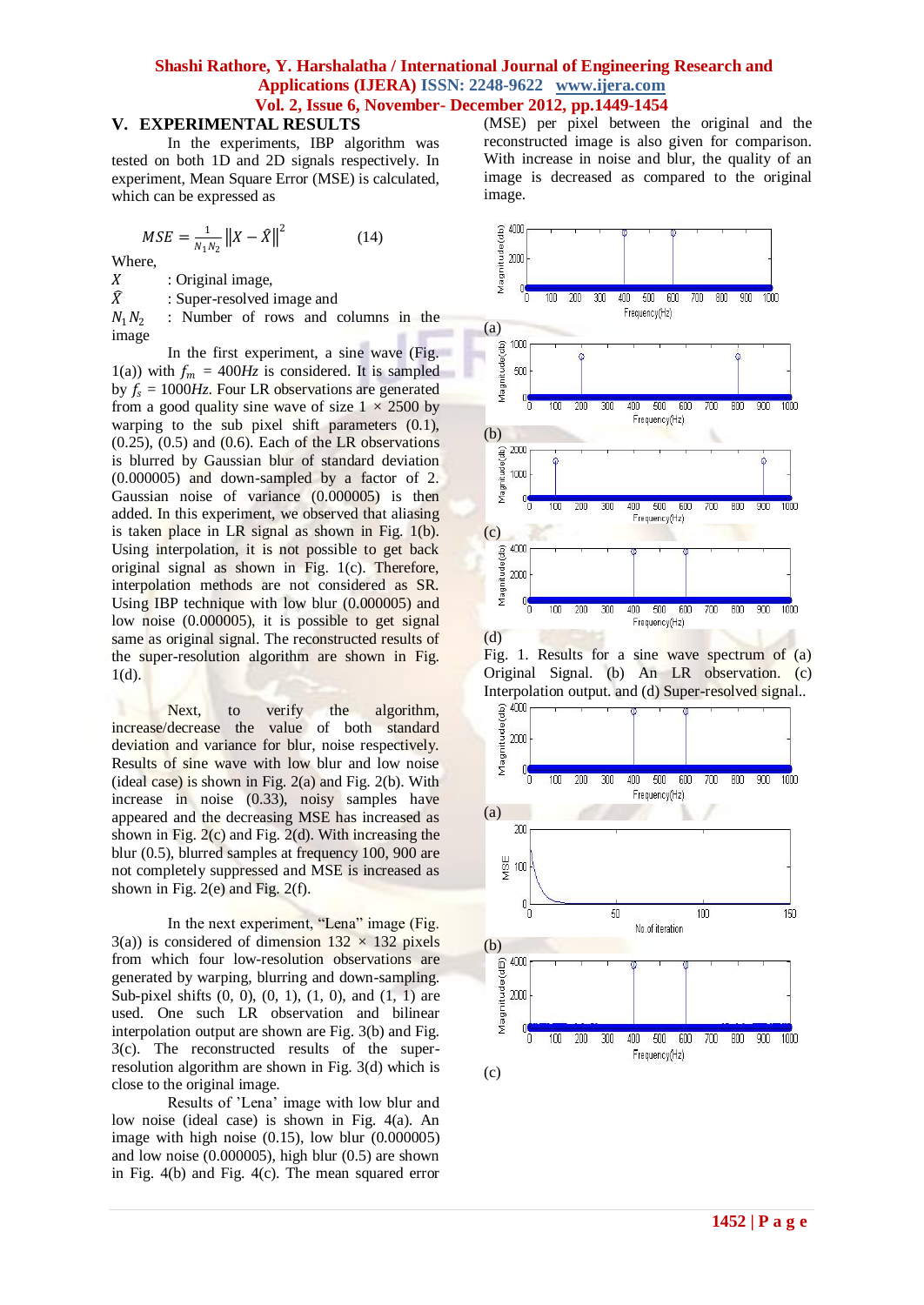## V. EXPERIMENTAL RESULTS

In the experiments, IBP algorithm was tested on both 1D and 2D signals respectively. In experiment, Mean Square Error (MSE) is calculated, which can be expressed as

$$MSE = \frac{1}{N_1 N_2}\left\|X - \hat{X}\right\|^2 \qquad (14)$$

Where,

$X$ : Original image,

$\hat{X}$ : Super-resolved image and

$N_1 N_2$ : Number of rows and columns in the image

In the first experiment, a sine wave (Fig. 1(a)) with $f_m$ = 400*Hz* is considered. It is sampled by $f_s$ = 1000*Hz*. Four LR observations are generated from a good quality sine wave of size 1 × 2500 by warping to the sub pixel shift parameters (0.1), (0.25), (0.5) and (0.6). Each of the LR observations is blurred by Gaussian blur of standard deviation (0.000005) and down-sampled by a factor of 2. Gaussian noise of variance (0.000005) is then added. In this experiment, we observed that aliasing is taken place in LR signal as shown in Fig. 1(b). Using interpolation, it is not possible to get back original signal signal as shown in Fig. 1(c). Therefore, interpolation methods are not considered as SR. Using IBP technique with low blur (0.000005) and low noise (0.000005), it is possible to get signal same as original signal. The reconstructed results of the super-resolution algorithm are shown in Fig. 1(d).

Next, to verify the algorithm, increase/decrease the value of both standard deviation and variance for blur, noise respectively. Results of sine wave with low blur and low noise (ideal case) is shown in Fig. 2(a) and Fig. 2(b). With increase in noise (0.33), noisy samples have appeared and the decreasing MSE has increased as shown in Fig. 2(c) and Fig. 2(d). With increasing the blur (0.5), blurred samples at frequency 100, 900 are not completely suppressed and MSE is increased as shown in Fig. 2(e) and Fig. 2(f).

In the next experiment, "Lena" image (Fig. 3(a)) is considered of dimension 132 × 132 pixels from which four low-resolution observations are generated by warping, blurring and down-sampling. Sub-pixel shifts (0, 0), (0, 1), (1, 0), and (1, 1) are used. One such LR observation and bilinear interpolation output are shown are Fig. 3(b) and Fig. 3(c). The reconstructed results of the super-resolution algorithm are shown in Fig. 3(d) which is close to the original image.

Results of 'Lena' image with low blur and low noise (ideal case) is shown in Fig. 4(a). An image with high noise (0.15), low blur (0.000005) and low noise (0.000005), high blur (0.5) are shown in Fig. 4(b) and Fig. 4(c). The mean squared error (MSE) per pixel between the original and the reconstructed image is also given for comparison. With increase in noise and blur, the quality of an image is decreased as compared to the original image.

(a)

(b)

(c)

(d)

Fig. 1. Results for a sine wave spectrum of (a) Original Signal. (b) An LR observation. (c) Interpolation output. and (d) Super-resolved signal..

(a)

(b)

(c)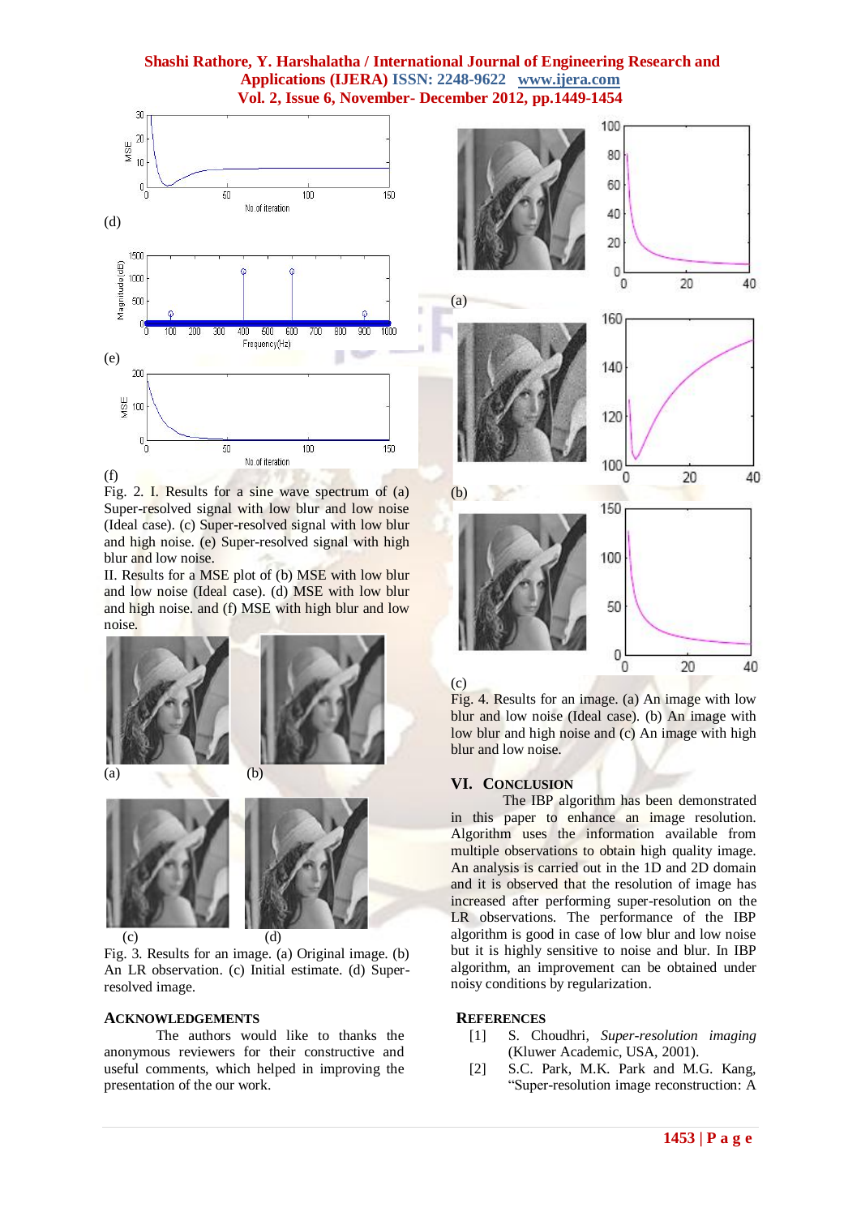(d)

(e)

(f)

Fig. 2. I. Results for a sine wave spectrum of (a) Super-resolved signal with low blur and low noise (Ideal case). (c) Super-resolved signal with low blur and high noise. (e) Super-resolved signal with high blur and low noise.
II. Results for a MSE plot of (b) MSE with low blur and low noise (Ideal case). (d) MSE with low blur and high noise. and (f) MSE with high blur and low noise.

(a) (b)

(c) (d)

Fig. 3. Results for an image. (a) Original image. (b) An LR observation. (c) Initial estimate. (d) Super-resolved image.

## ACKNOWLEDGEMENTS

The authors would like to thanks the anonymous reviewers for their constructive and useful comments, which helped in improving the presentation of the our work.

(a)

(b)

(c)

Fig. 4. Results for an image. (a) An image with low blur and low noise (Ideal case). (b) An image with low blur and high noise and (c) An image with high blur and low noise.

## VI. CONCLUSION

The IBP algorithm has been demonstrated in this paper to enhance an image resolution. Algorithm uses the information available from multiple observations to obtain high quality image. An analysis is carried out in the 1D and 2D domain and it is observed that the resolution of image has increased after performing super-resolution on the LR observations. The performance of the IBP algorithm is good in case of low blur and low noise but it is highly sensitive to noise and blur. In IBP algorithm, an improvement can be obtained under noisy conditions by regularization.

## REFERENCES

[1] S. Choudhri, *Super-resolution imaging* (Kluwer Academic, USA, 2001).

[2] S.C. Park, M.K. Park and M.G. Kang, "Super-resolution image reconstruction: A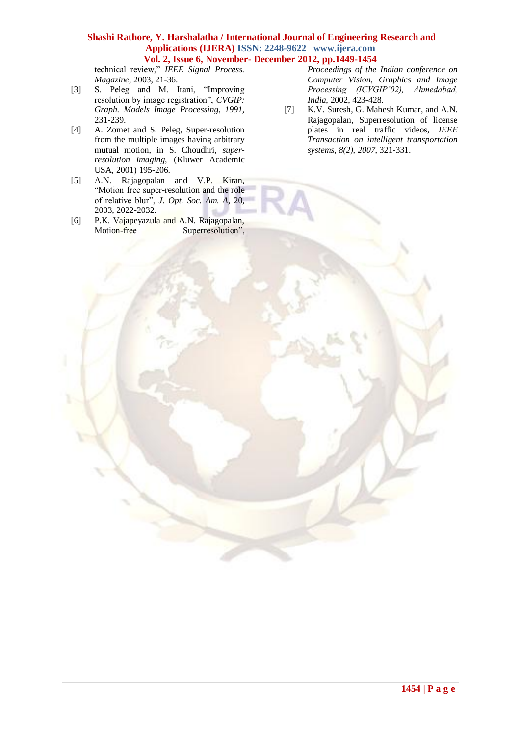technical review," *IEEE Signal Process. Magazine*, 2003, 21-36.

[3] S. Peleg and M. Irani, "Improving resolution by image registration", *CVGIP: Graph. Models Image Processing, 1991*, 231-239.

[4] A. Zomet and S. Peleg, Super-resolution from the multiple images having arbitrary mutual motion, in S. Choudhri, *super-resolution imaging*, (Kluwer Academic USA, 2001) 195-206.

[5] A.N. Rajagopalan and V.P. Kiran, "Motion free super-resolution and the role of relative blur", *J. Opt. Soc. Am. A*, 20, 2003, 2022-2032.

[6] P.K. Vajapeyazula and A.N. Rajagopalan, Motion-free Superresolution", *Proceedings of the Indian conference on Computer Vision, Graphics and Image Processing (ICVGIP'02), Ahmedabad, India,* 2002, 423-428.

[7] K.V. Suresh, G. Mahesh Kumar, and A.N. Rajagopalan, Superresolution of license plates in real traffic videos, *IEEE Transaction on intelligent transportation systems, 8(2), 2007*, 321-331.